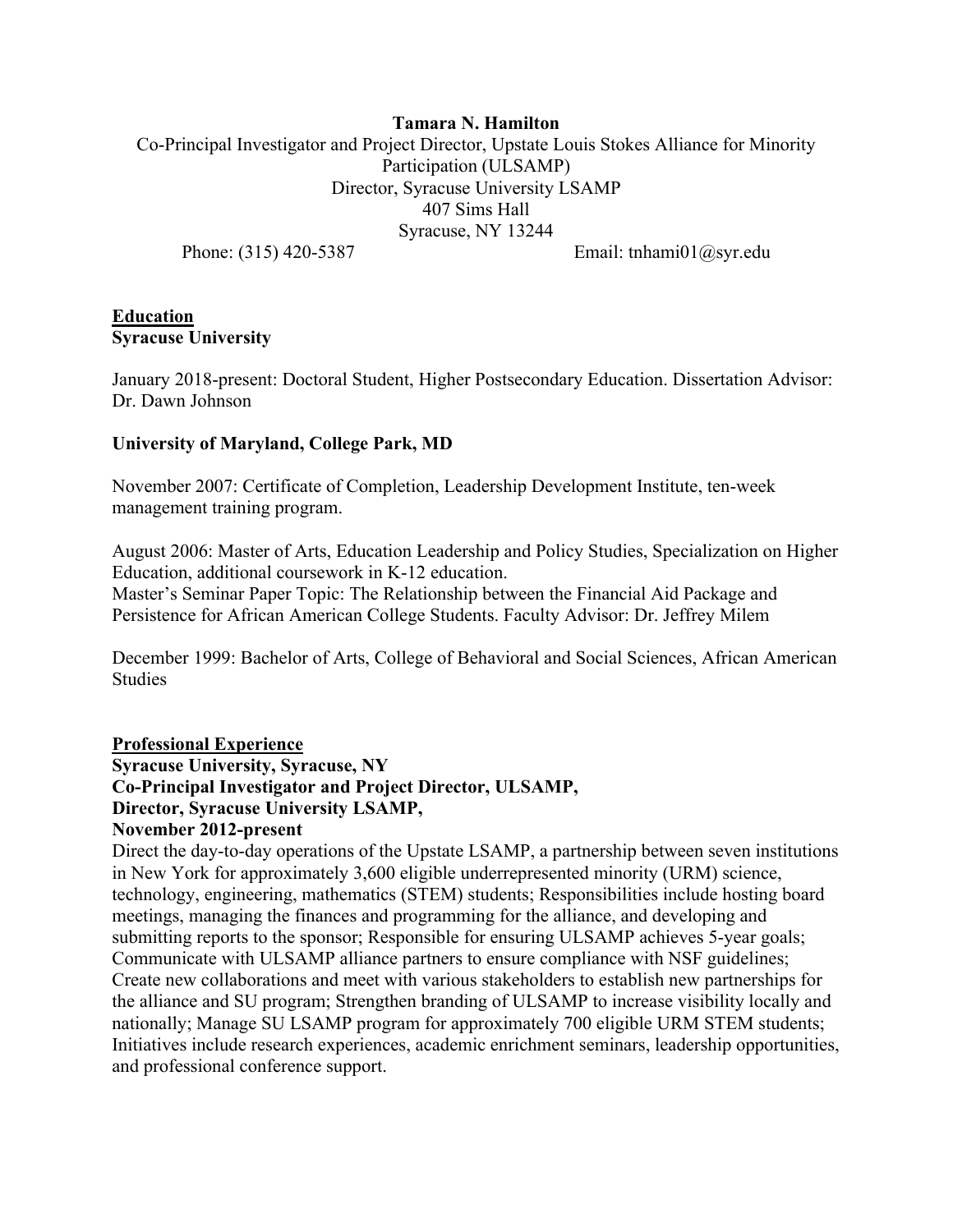**Tamara N. Hamilton**

Co-Principal Investigator and Project Director, Upstate Louis Stokes Alliance for Minority Participation (ULSAMP)

Director, Syracuse University LSAMP

407 Sims Hall

Syracuse, NY 13244

Phone: (315) 420-5387 Email: tnhami01@syr.edu

## Education

**Syracuse University**

January 2018-present: Doctoral Student, Higher Postsecondary Education. Dissertation Advisor: Dr. Dawn Johnson

**University of Maryland, College Park, MD**

November 2007: Certificate of Completion, Leadership Development Institute, ten-week management training program.

August 2006: Master of Arts, Education Leadership and Policy Studies, Specialization on Higher Education, additional coursework in K-12 education.
Master's Seminar Paper Topic: The Relationship between the Financial Aid Package and Persistence for African American College Students. Faculty Advisor: Dr. Jeffrey Milem

December 1999: Bachelor of Arts, College of Behavioral and Social Sciences, African American Studies

## Professional Experience

**Syracuse University, Syracuse, NY**
**Co-Principal Investigator and Project Director, ULSAMP,**
**Director, Syracuse University LSAMP,**
**November 2012-present**

Direct the day-to-day operations of the Upstate LSAMP, a partnership between seven institutions in New York for approximately 3,600 eligible underrepresented minority (URM) science, technology, engineering, mathematics (STEM) students; Responsibilities include hosting board meetings, managing the finances and programming for the alliance, and developing and submitting reports to the sponsor; Responsible for ensuring ULSAMP achieves 5-year goals; Communicate with ULSAMP alliance partners to ensure compliance with NSF guidelines; Create new collaborations and meet with various stakeholders to establish new partnerships for the alliance and SU program; Strengthen branding of ULSAMP to increase visibility locally and nationally; Manage SU LSAMP program for approximately 700 eligible URM STEM students; Initiatives include research experiences, academic enrichment seminars, leadership opportunities, and professional conference support.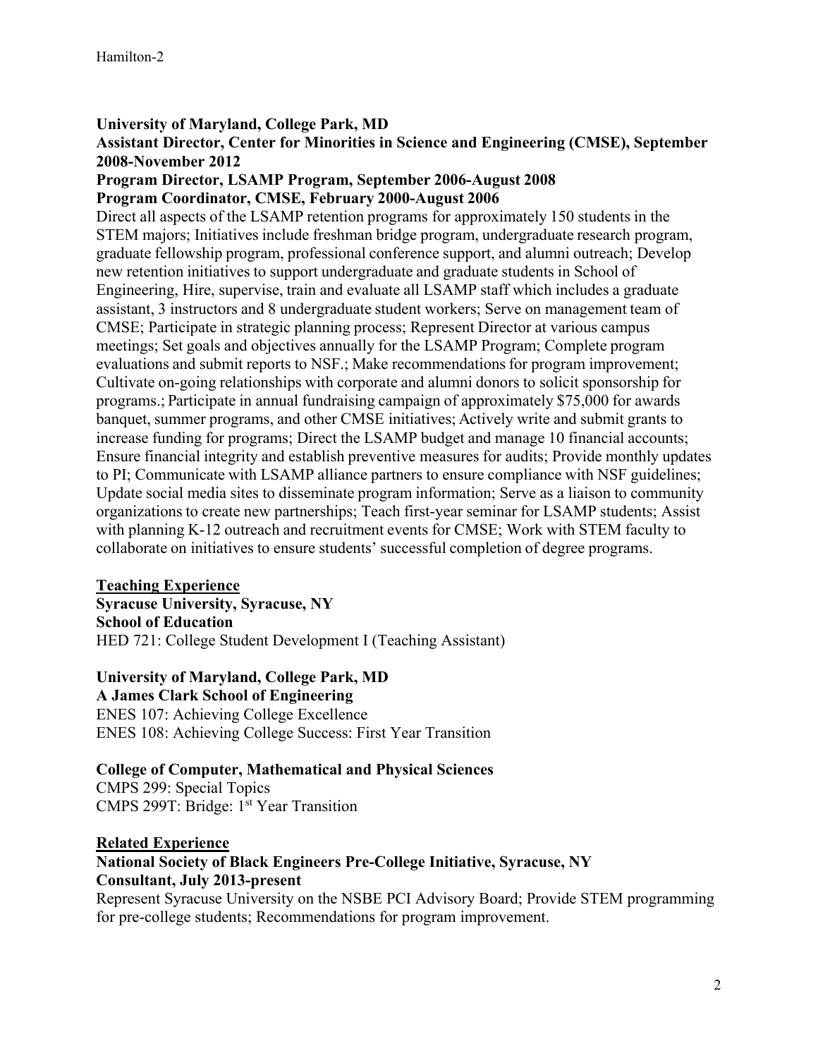**University of Maryland, College Park, MD**
**Assistant Director, Center for Minorities in Science and Engineering (CMSE), September 2008-November 2012**
**Program Director, LSAMP Program, September 2006-August 2008**
**Program Coordinator, CMSE, February 2000-August 2006**
Direct all aspects of the LSAMP retention programs for approximately 150 students in the STEM majors; Initiatives include freshman bridge program, undergraduate research program, graduate fellowship program, professional conference support, and alumni outreach; Develop new retention initiatives to support undergraduate and graduate students in School of Engineering, Hire, supervise, train and evaluate all LSAMP staff which includes a graduate assistant, 3 instructors and 8 undergraduate student workers; Serve on management team of CMSE; Participate in strategic planning process; Represent Director at various campus meetings; Set goals and objectives annually for the LSAMP Program; Complete program evaluations and submit reports to NSF.; Make recommendations for program improvement; Cultivate on-going relationships with corporate and alumni donors to solicit sponsorship for programs.; Participate in annual fundraising campaign of approximately $75,000 for awards banquet, summer programs, and other CMSE initiatives; Actively write and submit grants to increase funding for programs; Direct the LSAMP budget and manage 10 financial accounts; Ensure financial integrity and establish preventive measures for audits; Provide monthly updates to PI; Communicate with LSAMP alliance partners to ensure compliance with NSF guidelines; Update social media sites to disseminate program information; Serve as a liaison to community organizations to create new partnerships; Teach first-year seminar for LSAMP students; Assist with planning K-12 outreach and recruitment events for CMSE; Work with STEM faculty to collaborate on initiatives to ensure students' successful completion of degree programs.

## Teaching Experience

**Syracuse University, Syracuse, NY**
**School of Education**
HED 721: College Student Development I (Teaching Assistant)

**University of Maryland, College Park, MD**
**A James Clark School of Engineering**
ENES 107: Achieving College Excellence
ENES 108: Achieving College Success: First Year Transition

**College of Computer, Mathematical and Physical Sciences**
CMPS 299: Special Topics
CMPS 299T: Bridge: 1st Year Transition

## Related Experience

**National Society of Black Engineers Pre-College Initiative, Syracuse, NY**
**Consultant, July 2013-present**
Represent Syracuse University on the NSBE PCI Advisory Board; Provide STEM programming for pre-college students; Recommendations for program improvement.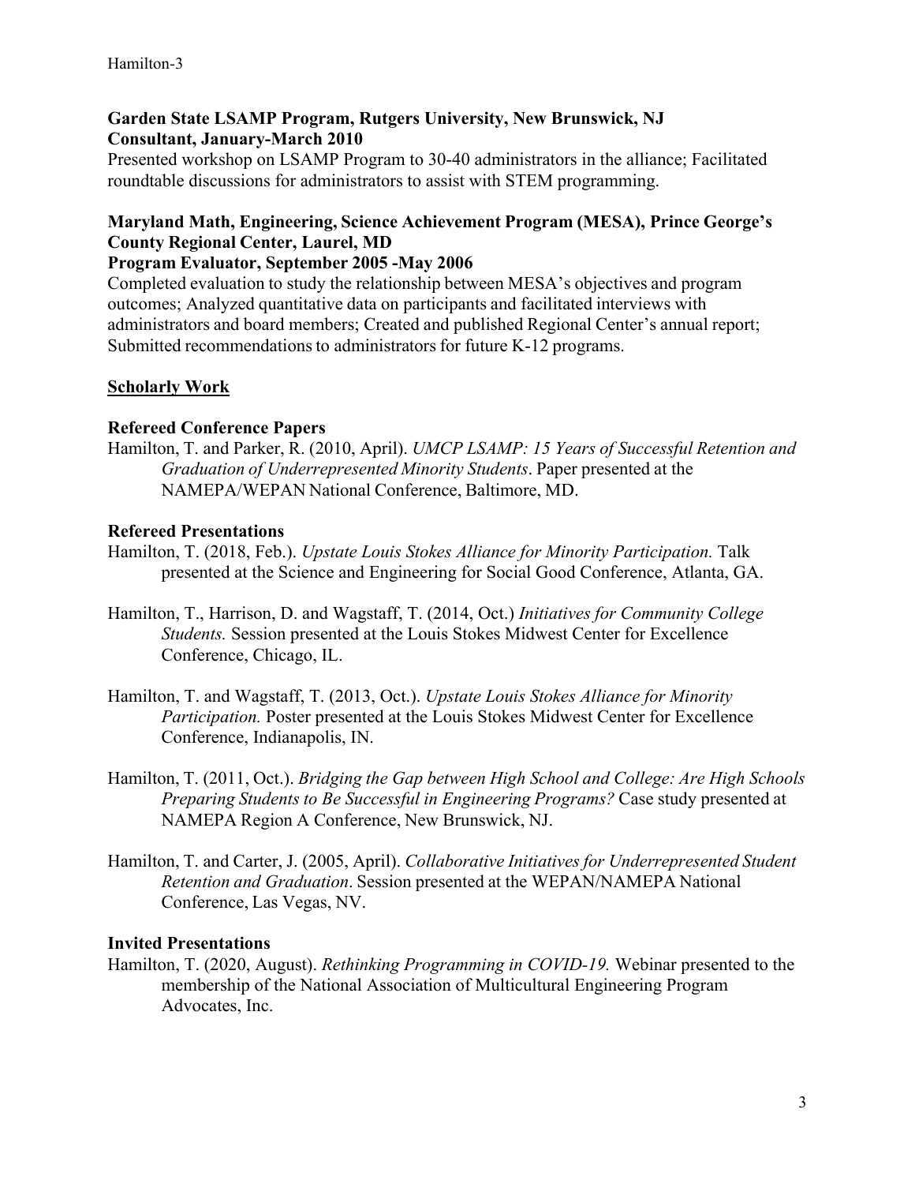**Garden State LSAMP Program, Rutgers University, New Brunswick, NJ**
**Consultant, January-March 2010**

Presented workshop on LSAMP Program to 30-40 administrators in the alliance; Facilitated roundtable discussions for administrators to assist with STEM programming.

**Maryland Math, Engineering, Science Achievement Program (MESA), Prince George's County Regional Center, Laurel, MD**
**Program Evaluator, September 2005 -May 2006**

Completed evaluation to study the relationship between MESA's objectives and program outcomes; Analyzed quantitative data on participants and facilitated interviews with administrators and board members; Created and published Regional Center's annual report; Submitted recommendations to administrators for future K-12 programs.

## Scholarly Work

### Refereed Conference Papers

Hamilton, T. and Parker, R. (2010, April). *UMCP LSAMP: 15 Years of Successful Retention and Graduation of Underrepresented Minority Students*. Paper presented at the NAMEPA/WEPAN National Conference, Baltimore, MD.

### Refereed Presentations

Hamilton, T. (2018, Feb.). *Upstate Louis Stokes Alliance for Minority Participation.* Talk presented at the Science and Engineering for Social Good Conference, Atlanta, GA.

Hamilton, T., Harrison, D. and Wagstaff, T. (2014, Oct.) *Initiatives for Community College Students.* Session presented at the Louis Stokes Midwest Center for Excellence Conference, Chicago, IL.

Hamilton, T. and Wagstaff, T. (2013, Oct.). *Upstate Louis Stokes Alliance for Minority Participation.* Poster presented at the Louis Stokes Midwest Center for Excellence Conference, Indianapolis, IN.

Hamilton, T. (2011, Oct.). *Bridging the Gap between High School and College: Are High Schools Preparing Students to Be Successful in Engineering Programs?* Case study presented at NAMEPA Region A Conference, New Brunswick, NJ.

Hamilton, T. and Carter, J. (2005, April). *Collaborative Initiatives for Underrepresented Student Retention and Graduation*. Session presented at the WEPAN/NAMEPA National Conference, Las Vegas, NV.

### Invited Presentations

Hamilton, T. (2020, August). *Rethinking Programming in COVID-19.* Webinar presented to the membership of the National Association of Multicultural Engineering Program Advocates, Inc.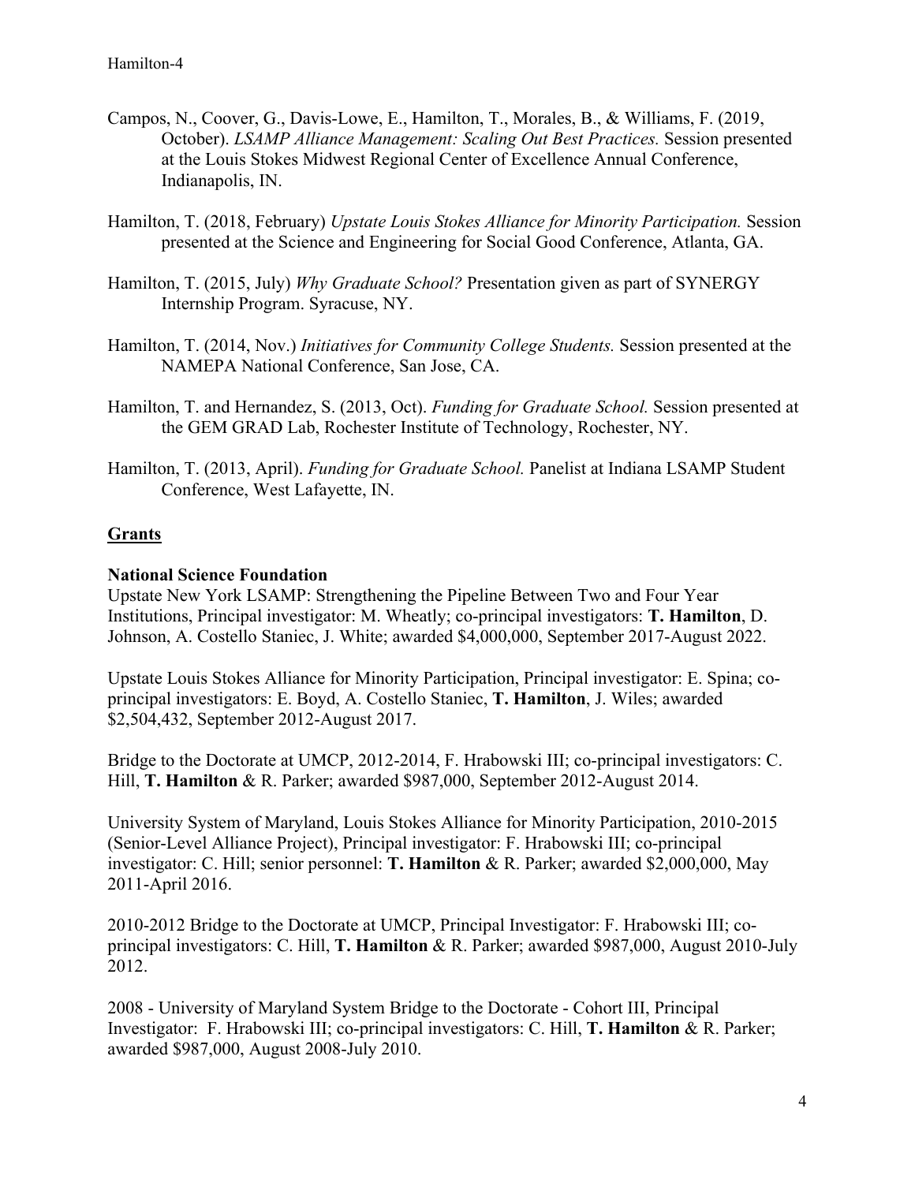Campos, N., Coover, G., Davis-Lowe, E., Hamilton, T., Morales, B., & Williams, F. (2019, October). *LSAMP Alliance Management: Scaling Out Best Practices.* Session presented at the Louis Stokes Midwest Regional Center of Excellence Annual Conference, Indianapolis, IN.

Hamilton, T. (2018, February) *Upstate Louis Stokes Alliance for Minority Participation.* Session presented at the Science and Engineering for Social Good Conference, Atlanta, GA.

Hamilton, T. (2015, July) *Why Graduate School?* Presentation given as part of SYNERGY Internship Program. Syracuse, NY.

Hamilton, T. (2014, Nov.) *Initiatives for Community College Students.* Session presented at the NAMEPA National Conference, San Jose, CA.

Hamilton, T. and Hernandez, S. (2013, Oct). *Funding for Graduate School.* Session presented at the GEM GRAD Lab, Rochester Institute of Technology, Rochester, NY.

Hamilton, T. (2013, April). *Funding for Graduate School.* Panelist at Indiana LSAMP Student Conference, West Lafayette, IN.

## Grants

### National Science Foundation

Upstate New York LSAMP: Strengthening the Pipeline Between Two and Four Year Institutions, Principal investigator: M. Wheatly; co-principal investigators: **T. Hamilton**, D. Johnson, A. Costello Staniec, J. White; awarded $4,000,000, September 2017-August 2022.

Upstate Louis Stokes Alliance for Minority Participation, Principal investigator: E. Spina; co-principal investigators: E. Boyd, A. Costello Staniec, **T. Hamilton**, J. Wiles; awarded $2,504,432, September 2012-August 2017.

Bridge to the Doctorate at UMCP, 2012-2014, F. Hrabowski III; co-principal investigators: C. Hill, **T. Hamilton** & R. Parker; awarded $987,000, September 2012-August 2014.

University System of Maryland, Louis Stokes Alliance for Minority Participation, 2010-2015 (Senior-Level Alliance Project), Principal investigator: F. Hrabowski III; co-principal investigator: C. Hill; senior personnel: **T. Hamilton** & R. Parker; awarded $2,000,000, May 2011-April 2016.

2010-2012 Bridge to the Doctorate at UMCP, Principal Investigator: F. Hrabowski III; co-principal investigators: C. Hill, **T. Hamilton** & R. Parker; awarded $987,000, August 2010-July 2012.

2008 - University of Maryland System Bridge to the Doctorate - Cohort III, Principal Investigator: F. Hrabowski III; co-principal investigators: C. Hill, **T. Hamilton** & R. Parker; awarded $987,000, August 2008-July 2010.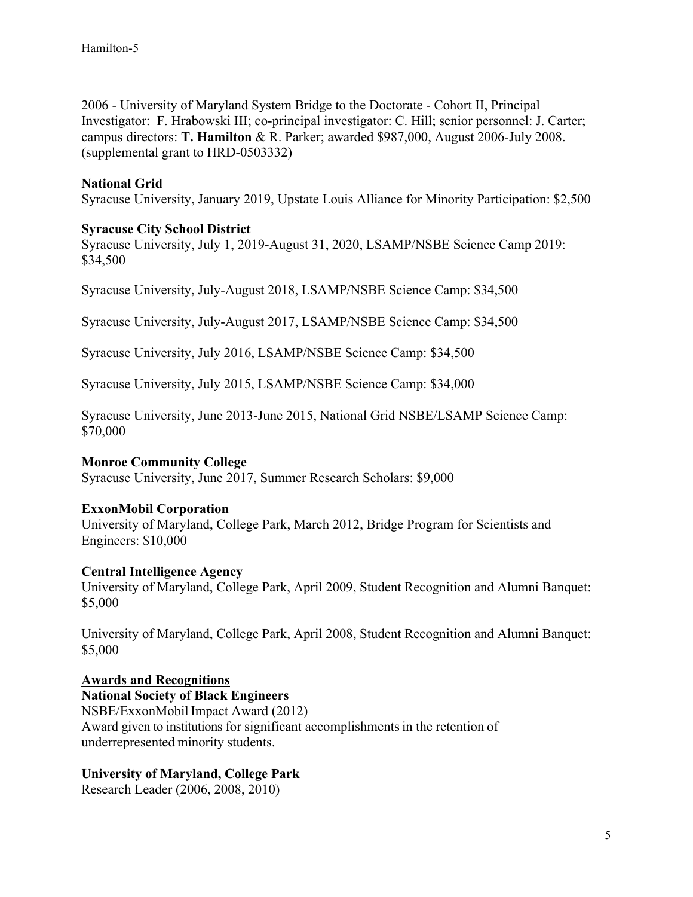2006 - University of Maryland System Bridge to the Doctorate - Cohort II, Principal Investigator: F. Hrabowski III; co-principal investigator: C. Hill; senior personnel: J. Carter; campus directors: **T. Hamilton** & R. Parker; awarded $987,000, August 2006-July 2008. (supplemental grant to HRD-0503332)

**National Grid**
Syracuse University, January 2019, Upstate Louis Alliance for Minority Participation: $2,500

**Syracuse City School District**
Syracuse University, July 1, 2019-August 31, 2020, LSAMP/NSBE Science Camp 2019: $34,500

Syracuse University, July-August 2018, LSAMP/NSBE Science Camp: $34,500

Syracuse University, July-August 2017, LSAMP/NSBE Science Camp: $34,500

Syracuse University, July 2016, LSAMP/NSBE Science Camp: $34,500

Syracuse University, July 2015, LSAMP/NSBE Science Camp: $34,000

Syracuse University, June 2013-June 2015, National Grid NSBE/LSAMP Science Camp: $70,000

**Monroe Community College**
Syracuse University, June 2017, Summer Research Scholars: $9,000

**ExxonMobil Corporation**
University of Maryland, College Park, March 2012, Bridge Program for Scientists and Engineers: $10,000

**Central Intelligence Agency**
University of Maryland, College Park, April 2009, Student Recognition and Alumni Banquet: $5,000

University of Maryland, College Park, April 2008, Student Recognition and Alumni Banquet: $5,000

## Awards and Recognitions

**National Society of Black Engineers**
NSBE/ExxonMobil Impact Award (2012)
Award given to institutions for significant accomplishments in the retention of underrepresented minority students.

**University of Maryland, College Park**
Research Leader (2006, 2008, 2010)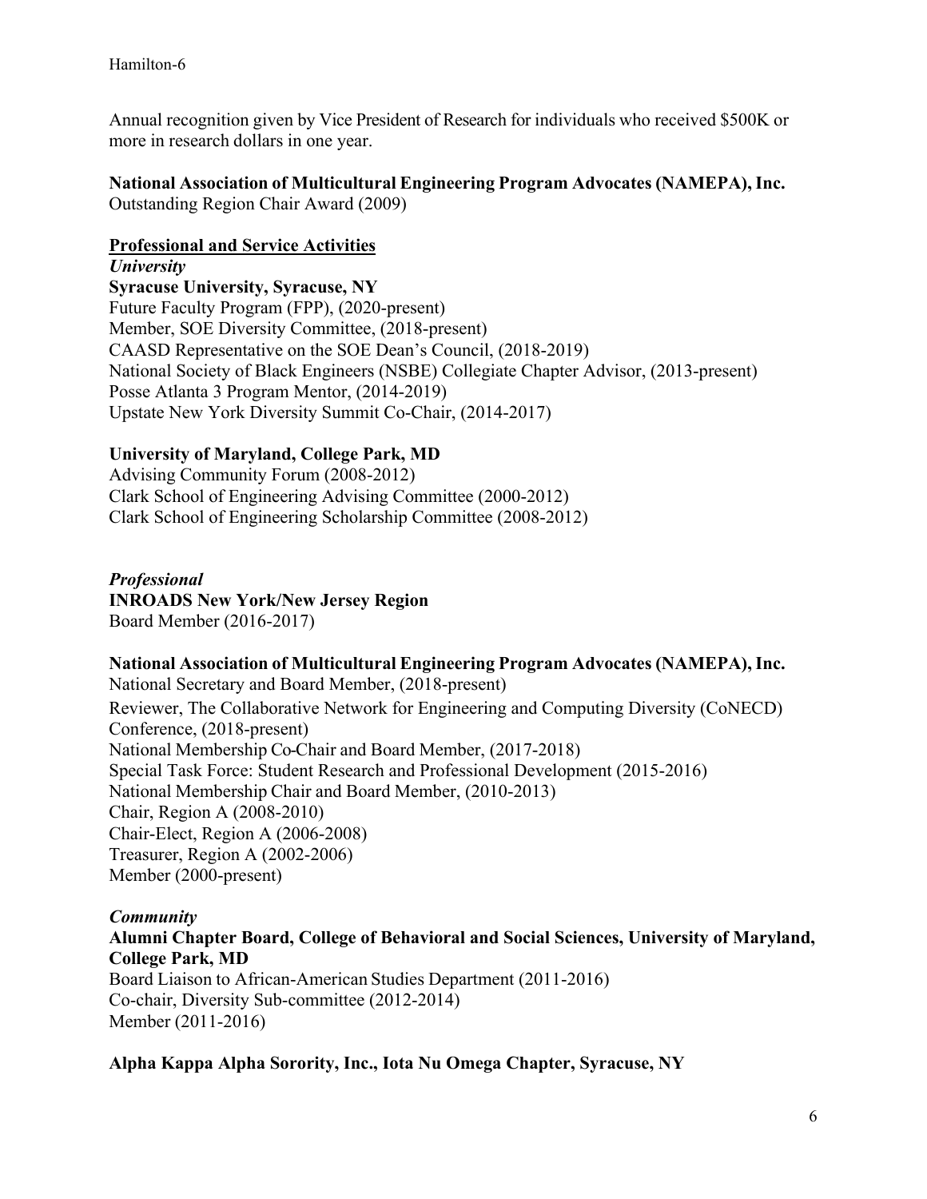Annual recognition given by Vice President of Research for individuals who received $500K or more in research dollars in one year.

**National Association of Multicultural Engineering Program Advocates (NAMEPA), Inc.**
Outstanding Region Chair Award (2009)

## Professional and Service Activities

***University***

**Syracuse University, Syracuse, NY**
Future Faculty Program (FPP), (2020-present)
Member, SOE Diversity Committee, (2018-present)
CAASD Representative on the SOE Dean's Council, (2018-2019)
National Society of Black Engineers (NSBE) Collegiate Chapter Advisor, (2013-present)
Posse Atlanta 3 Program Mentor, (2014-2019)
Upstate New York Diversity Summit Co-Chair, (2014-2017)

**University of Maryland, College Park, MD**
Advising Community Forum (2008-2012)
Clark School of Engineering Advising Committee (2000-2012)
Clark School of Engineering Scholarship Committee (2008-2012)

***Professional***

**INROADS New York/New Jersey Region**
Board Member (2016-2017)

**National Association of Multicultural Engineering Program Advocates (NAMEPA), Inc.**
National Secretary and Board Member, (2018-present)
Reviewer, The Collaborative Network for Engineering and Computing Diversity (CoNECD) Conference, (2018-present)
National Membership Co-Chair and Board Member, (2017-2018)
Special Task Force: Student Research and Professional Development (2015-2016)
National Membership Chair and Board Member, (2010-2013)
Chair, Region A (2008-2010)
Chair-Elect, Region A (2006-2008)
Treasurer, Region A (2002-2006)
Member (2000-present)

***Community***

**Alumni Chapter Board, College of Behavioral and Social Sciences, University of Maryland, College Park, MD**
Board Liaison to African-American Studies Department (2011-2016)
Co-chair, Diversity Sub-committee (2012-2014)
Member (2011-2016)

**Alpha Kappa Alpha Sorority, Inc., Iota Nu Omega Chapter, Syracuse, NY**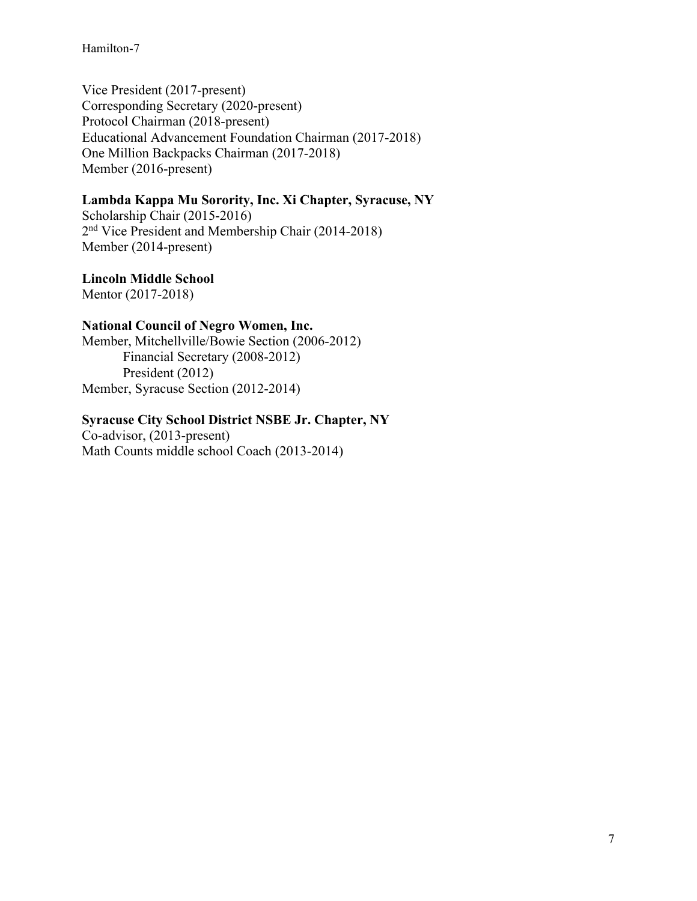Vice President (2017-present)
Corresponding Secretary (2020-present)
Protocol Chairman (2018-present)
Educational Advancement Foundation Chairman (2017-2018)
One Million Backpacks Chairman (2017-2018)
Member (2016-present)

**Lambda Kappa Mu Sorority, Inc. Xi Chapter, Syracuse, NY**
Scholarship Chair (2015-2016)
2nd Vice President and Membership Chair (2014-2018)
Member (2014-present)

**Lincoln Middle School**
Mentor (2017-2018)

**National Council of Negro Women, Inc.**
Member, Mitchellville/Bowie Section (2006-2012)
    Financial Secretary (2008-2012)
    President (2012)
Member, Syracuse Section (2012-2014)

**Syracuse City School District NSBE Jr. Chapter, NY**
Co-advisor, (2013-present)
Math Counts middle school Coach (2013-2014)